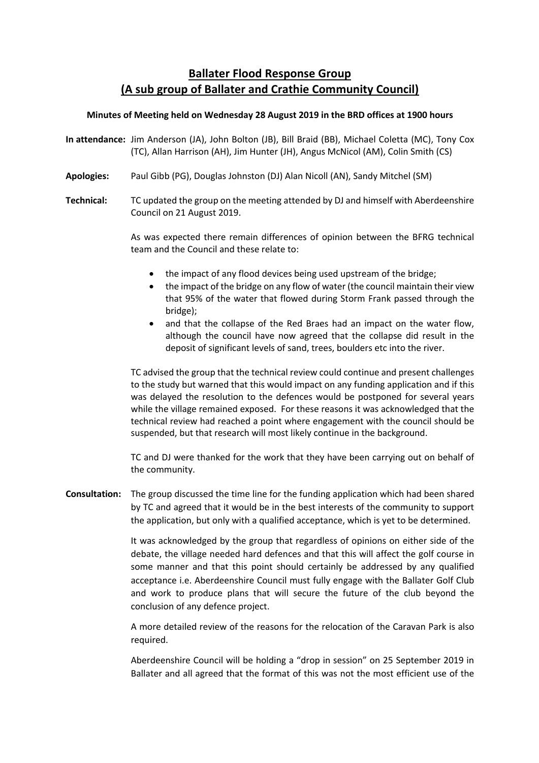# Ballater Flood Response Group
## (A sub group of Ballater and Crathie Community Council)

**Minutes of Meeting held on Wednesday 28 August 2019 in the BRD offices at 1900 hours**

**In attendance:** Jim Anderson (JA), John Bolton (JB), Bill Braid (BB), Michael Coletta (MC), Tony Cox (TC), Allan Harrison (AH), Jim Hunter (JH), Angus McNicol (AM), Colin Smith (CS)

**Apologies:** Paul Gibb (PG), Douglas Johnston (DJ) Alan Nicoll (AN), Sandy Mitchel (SM)

**Technical:** TC updated the group on the meeting attended by DJ and himself with Aberdeenshire Council on 21 August 2019.

As was expected there remain differences of opinion between the BFRG technical team and the Council and these relate to:

- the impact of any flood devices being used upstream of the bridge;
- the impact of the bridge on any flow of water (the council maintain their view that 95% of the water that flowed during Storm Frank passed through the bridge);
- and that the collapse of the Red Braes had an impact on the water flow, although the council have now agreed that the collapse did result in the deposit of significant levels of sand, trees, boulders etc into the river.

TC advised the group that the technical review could continue and present challenges to the study but warned that this would impact on any funding application and if this was delayed the resolution to the defences would be postponed for several years while the village remained exposed. For these reasons it was acknowledged that the technical review had reached a point where engagement with the council should be suspended, but that research will most likely continue in the background.

TC and DJ were thanked for the work that they have been carrying out on behalf of the community.

**Consultation:** The group discussed the time line for the funding application which had been shared by TC and agreed that it would be in the best interests of the community to support the application, but only with a qualified acceptance, which is yet to be determined.

It was acknowledged by the group that regardless of opinions on either side of the debate, the village needed hard defences and that this will affect the golf course in some manner and that this point should certainly be addressed by any qualified acceptance i.e. Aberdeenshire Council must fully engage with the Ballater Golf Club and work to produce plans that will secure the future of the club beyond the conclusion of any defence project.

A more detailed review of the reasons for the relocation of the Caravan Park is also required.

Aberdeenshire Council will be holding a "drop in session" on 25 September 2019 in Ballater and all agreed that the format of this was not the most efficient use of the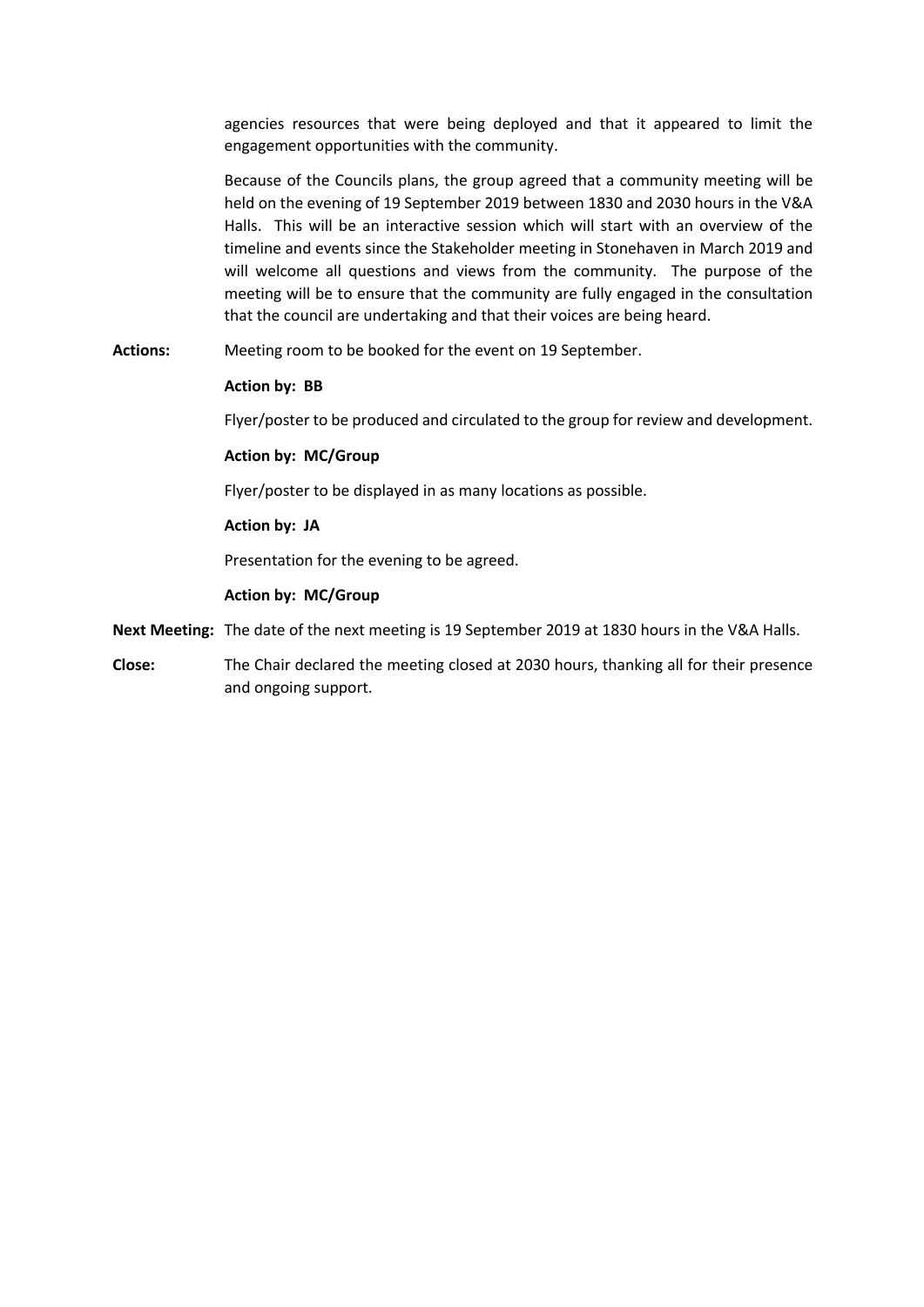agencies resources that were being deployed and that it appeared to limit the engagement opportunities with the community.

Because of the Councils plans, the group agreed that a community meeting will be held on the evening of 19 September 2019 between 1830 and 2030 hours in the V&A Halls. This will be an interactive session which will start with an overview of the timeline and events since the Stakeholder meeting in Stonehaven in March 2019 and will welcome all questions and views from the community. The purpose of the meeting will be to ensure that the community are fully engaged in the consultation that the council are undertaking and that their voices are being heard.

**Actions:** Meeting room to be booked for the event on 19 September.

**Action by: BB**

Flyer/poster to be produced and circulated to the group for review and development.

**Action by: MC/Group**

Flyer/poster to be displayed in as many locations as possible.

**Action by: JA**

Presentation for the evening to be agreed.

**Action by: MC/Group**

**Next Meeting:** The date of the next meeting is 19 September 2019 at 1830 hours in the V&A Halls.

**Close:** The Chair declared the meeting closed at 2030 hours, thanking all for their presence and ongoing support.